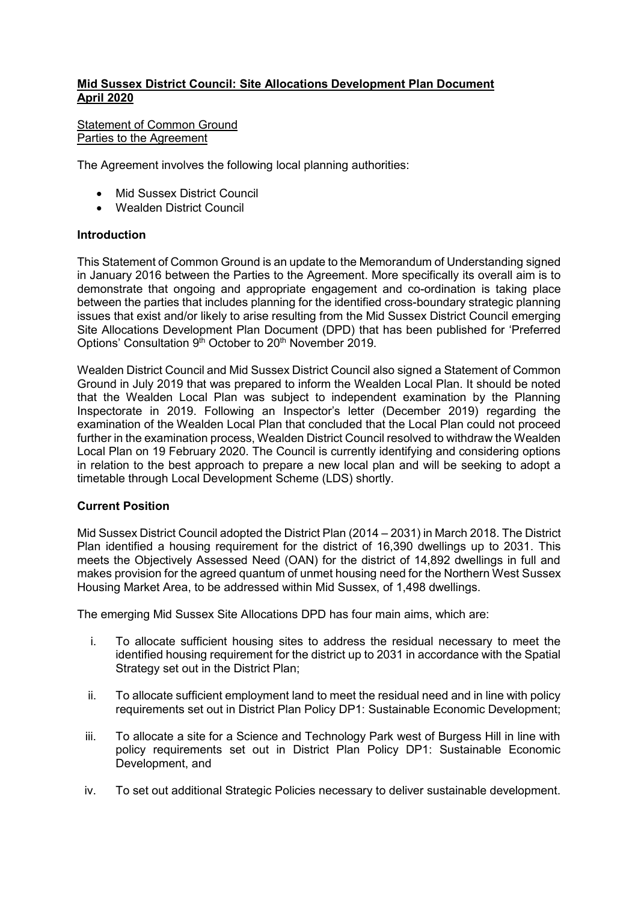**Mid Sussex District Council: Site Allocations Development Plan Document April 2020**

Statement of Common Ground
Parties to the Agreement

The Agreement involves the following local planning authorities:

- Mid Sussex District Council
- Wealden District Council

## Introduction

This Statement of Common Ground is an update to the Memorandum of Understanding signed in January 2016 between the Parties to the Agreement. More specifically its overall aim is to demonstrate that ongoing and appropriate engagement and co-ordination is taking place between the parties that includes planning for the identified cross-boundary strategic planning issues that exist and/or likely to arise resulting from the Mid Sussex District Council emerging Site Allocations Development Plan Document (DPD) that has been published for 'Preferred Options' Consultation 9th October to 20th November 2019.

Wealden District Council and Mid Sussex District Council also signed a Statement of Common Ground in July 2019 that was prepared to inform the Wealden Local Plan. It should be noted that the Wealden Local Plan was subject to independent examination by the Planning Inspectorate in 2019. Following an Inspector's letter (December 2019) regarding the examination of the Wealden Local Plan that concluded that the Local Plan could not proceed further in the examination process, Wealden District Council resolved to withdraw the Wealden Local Plan on 19 February 2020. The Council is currently identifying and considering options in relation to the best approach to prepare a new local plan and will be seeking to adopt a timetable through Local Development Scheme (LDS) shortly.

## Current Position

Mid Sussex District Council adopted the District Plan (2014 – 2031) in March 2018. The District Plan identified a housing requirement for the district of 16,390 dwellings up to 2031. This meets the Objectively Assessed Need (OAN) for the district of 14,892 dwellings in full and makes provision for the agreed quantum of unmet housing need for the Northern West Sussex Housing Market Area, to be addressed within Mid Sussex, of 1,498 dwellings.

The emerging Mid Sussex Site Allocations DPD has four main aims, which are:

i. To allocate sufficient housing sites to address the residual necessary to meet the identified housing requirement for the district up to 2031 in accordance with the Spatial Strategy set out in the District Plan;

ii. To allocate sufficient employment land to meet the residual need and in line with policy requirements set out in District Plan Policy DP1: Sustainable Economic Development;

iii. To allocate a site for a Science and Technology Park west of Burgess Hill in line with policy requirements set out in District Plan Policy DP1: Sustainable Economic Development, and

iv. To set out additional Strategic Policies necessary to deliver sustainable development.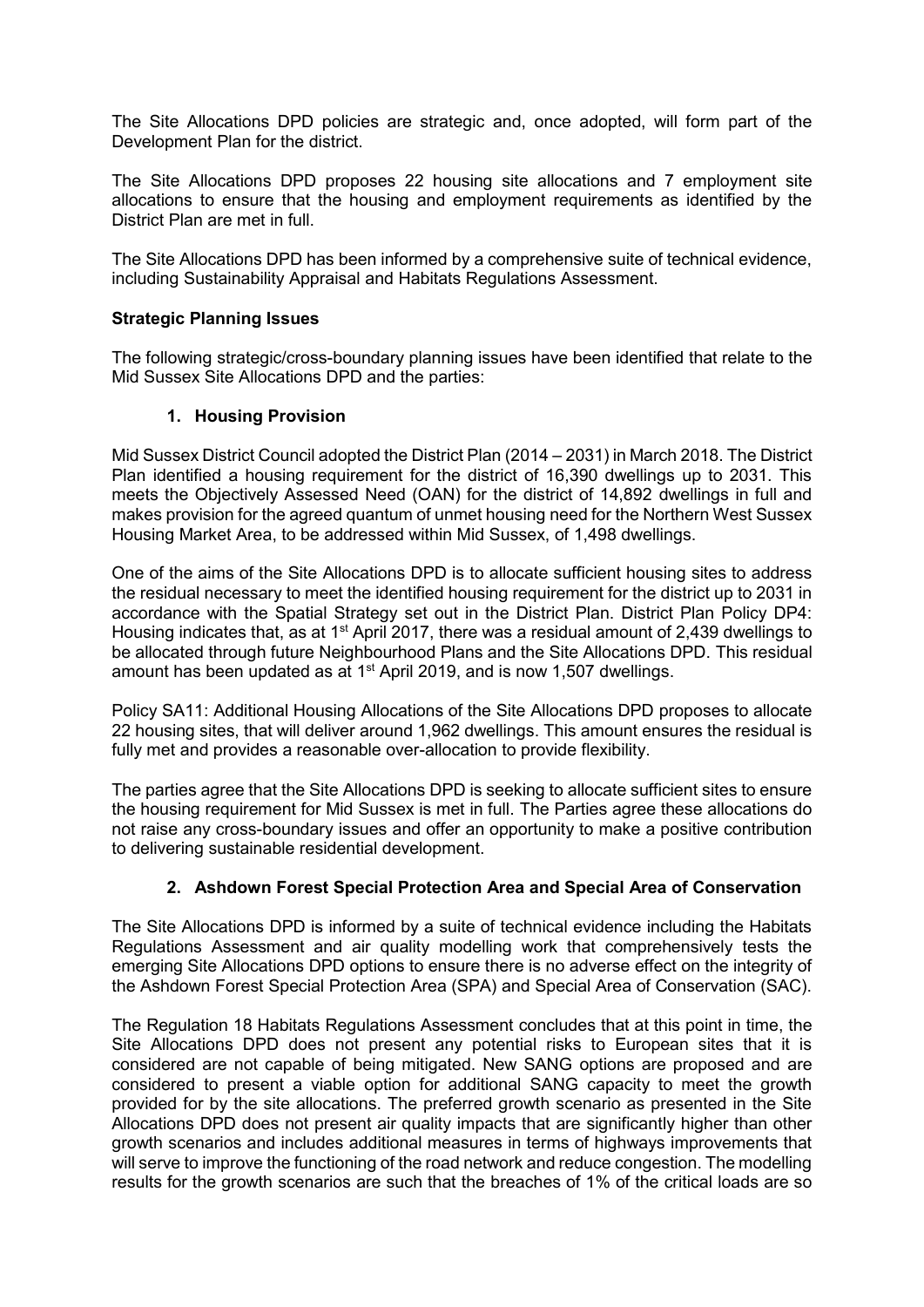The Site Allocations DPD policies are strategic and, once adopted, will form part of the Development Plan for the district.

The Site Allocations DPD proposes 22 housing site allocations and 7 employment site allocations to ensure that the housing and employment requirements as identified by the District Plan are met in full.

The Site Allocations DPD has been informed by a comprehensive suite of technical evidence, including Sustainability Appraisal and Habitats Regulations Assessment.

**Strategic Planning Issues**

The following strategic/cross-boundary planning issues have been identified that relate to the Mid Sussex Site Allocations DPD and the parties:

1. **Housing Provision**

Mid Sussex District Council adopted the District Plan (2014 – 2031) in March 2018. The District Plan identified a housing requirement for the district of 16,390 dwellings up to 2031. This meets the Objectively Assessed Need (OAN) for the district of 14,892 dwellings in full and makes provision for the agreed quantum of unmet housing need for the Northern West Sussex Housing Market Area, to be addressed within Mid Sussex, of 1,498 dwellings.

One of the aims of the Site Allocations DPD is to allocate sufficient housing sites to address the residual necessary to meet the identified housing requirement for the district up to 2031 in accordance with the Spatial Strategy set out in the District Plan. District Plan Policy DP4: Housing indicates that, as at 1st April 2017, there was a residual amount of 2,439 dwellings to be allocated through future Neighbourhood Plans and the Site Allocations DPD. This residual amount has been updated as at 1st April 2019, and is now 1,507 dwellings.

Policy SA11: Additional Housing Allocations of the Site Allocations DPD proposes to allocate 22 housing sites, that will deliver around 1,962 dwellings. This amount ensures the residual is fully met and provides a reasonable over-allocation to provide flexibility.

The parties agree that the Site Allocations DPD is seeking to allocate sufficient sites to ensure the housing requirement for Mid Sussex is met in full. The Parties agree these allocations do not raise any cross-boundary issues and offer an opportunity to make a positive contribution to delivering sustainable residential development.

2. **Ashdown Forest Special Protection Area and Special Area of Conservation**

The Site Allocations DPD is informed by a suite of technical evidence including the Habitats Regulations Assessment and air quality modelling work that comprehensively tests the emerging Site Allocations DPD options to ensure there is no adverse effect on the integrity of the Ashdown Forest Special Protection Area (SPA) and Special Area of Conservation (SAC).

The Regulation 18 Habitats Regulations Assessment concludes that at this point in time, the Site Allocations DPD does not present any potential risks to European sites that it is considered are not capable of being mitigated. New SANG options are proposed and are considered to present a viable option for additional SANG capacity to meet the growth provided for by the site allocations. The preferred growth scenario as presented in the Site Allocations DPD does not present air quality impacts that are significantly higher than other growth scenarios and includes additional measures in terms of highways improvements that will serve to improve the functioning of the road network and reduce congestion. The modelling results for the growth scenarios are such that the breaches of 1% of the critical loads are so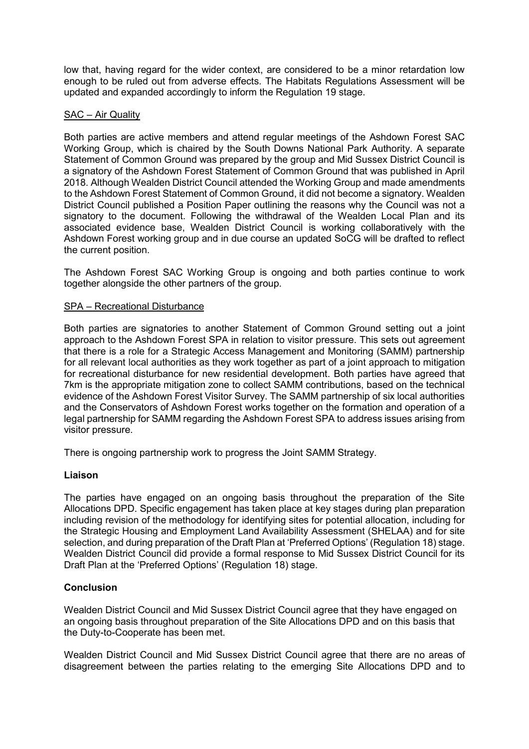low that, having regard for the wider context, are considered to be a minor retardation low enough to be ruled out from adverse effects. The Habitats Regulations Assessment will be updated and expanded accordingly to inform the Regulation 19 stage.

SAC – Air Quality

Both parties are active members and attend regular meetings of the Ashdown Forest SAC Working Group, which is chaired by the South Downs National Park Authority. A separate Statement of Common Ground was prepared by the group and Mid Sussex District Council is a signatory of the Ashdown Forest Statement of Common Ground that was published in April 2018. Although Wealden District Council attended the Working Group and made amendments to the Ashdown Forest Statement of Common Ground, it did not become a signatory. Wealden District Council published a Position Paper outlining the reasons why the Council was not a signatory to the document. Following the withdrawal of the Wealden Local Plan and its associated evidence base, Wealden District Council is working collaboratively with the Ashdown Forest working group and in due course an updated SoCG will be drafted to reflect the current position.

The Ashdown Forest SAC Working Group is ongoing and both parties continue to work together alongside the other partners of the group.

SPA – Recreational Disturbance

Both parties are signatories to another Statement of Common Ground setting out a joint approach to the Ashdown Forest SPA in relation to visitor pressure. This sets out agreement that there is a role for a Strategic Access Management and Monitoring (SAMM) partnership for all relevant local authorities as they work together as part of a joint approach to mitigation for recreational disturbance for new residential development. Both parties have agreed that 7km is the appropriate mitigation zone to collect SAMM contributions, based on the technical evidence of the Ashdown Forest Visitor Survey. The SAMM partnership of six local authorities and the Conservators of Ashdown Forest works together on the formation and operation of a legal partnership for SAMM regarding the Ashdown Forest SPA to address issues arising from visitor pressure.

There is ongoing partnership work to progress the Joint SAMM Strategy.

**Liaison**

The parties have engaged on an ongoing basis throughout the preparation of the Site Allocations DPD. Specific engagement has taken place at key stages during plan preparation including revision of the methodology for identifying sites for potential allocation, including for the Strategic Housing and Employment Land Availability Assessment (SHELAA) and for site selection, and during preparation of the Draft Plan at 'Preferred Options' (Regulation 18) stage. Wealden District Council did provide a formal response to Mid Sussex District Council for its Draft Plan at the 'Preferred Options' (Regulation 18) stage.

**Conclusion**

Wealden District Council and Mid Sussex District Council agree that they have engaged on an ongoing basis throughout preparation of the Site Allocations DPD and on this basis that the Duty-to-Cooperate has been met.

Wealden District Council and Mid Sussex District Council agree that there are no areas of disagreement between the parties relating to the emerging Site Allocations DPD and to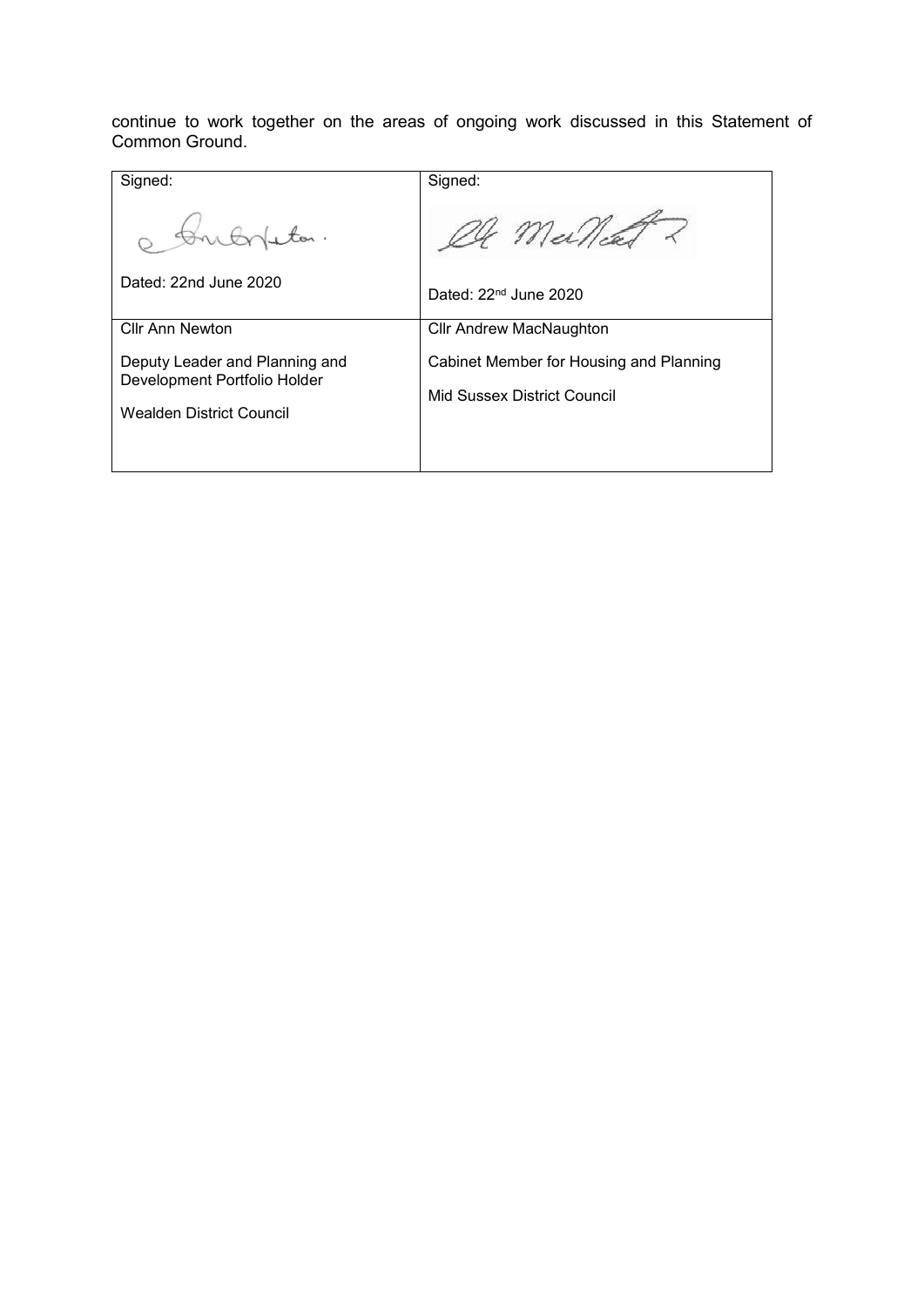continue to work together on the areas of ongoing work discussed in this Statement of Common Ground.

| | |
|---|---|
| Signed:<br><br>Dated: 22nd June 2020 | Signed:<br><br>Dated: 22nd June 2020 |
| Cllr Ann Newton<br><br>Deputy Leader and Planning and Development Portfolio Holder<br><br>Wealden District Council | Cllr Andrew MacNaughton<br><br>Cabinet Member for Housing and Planning<br><br>Mid Sussex District Council |